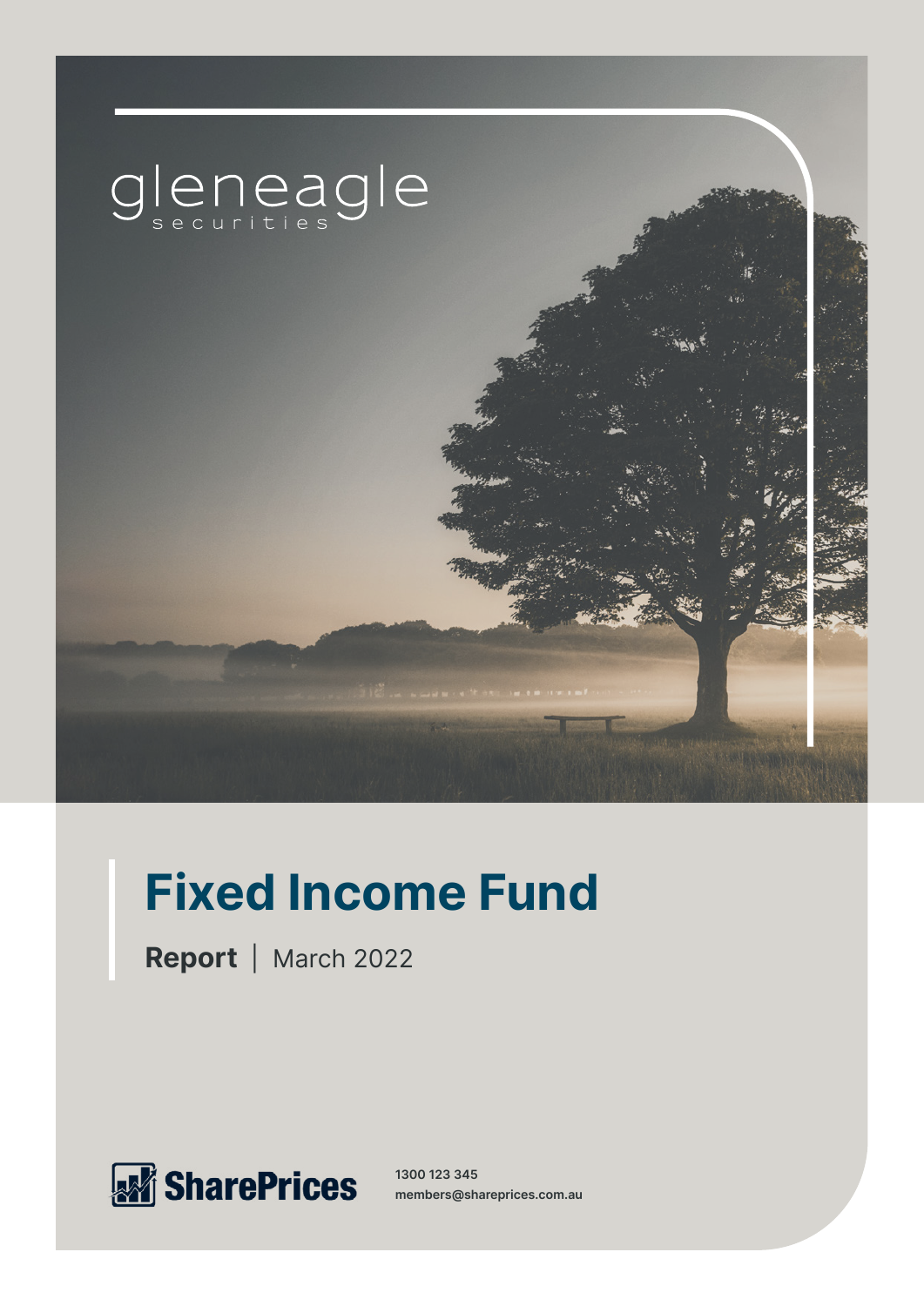gleneagle
securities

# Fixed Income Fund

**Report** | March 2022

SharePrices

1300 123 345
members@shareprices.com.au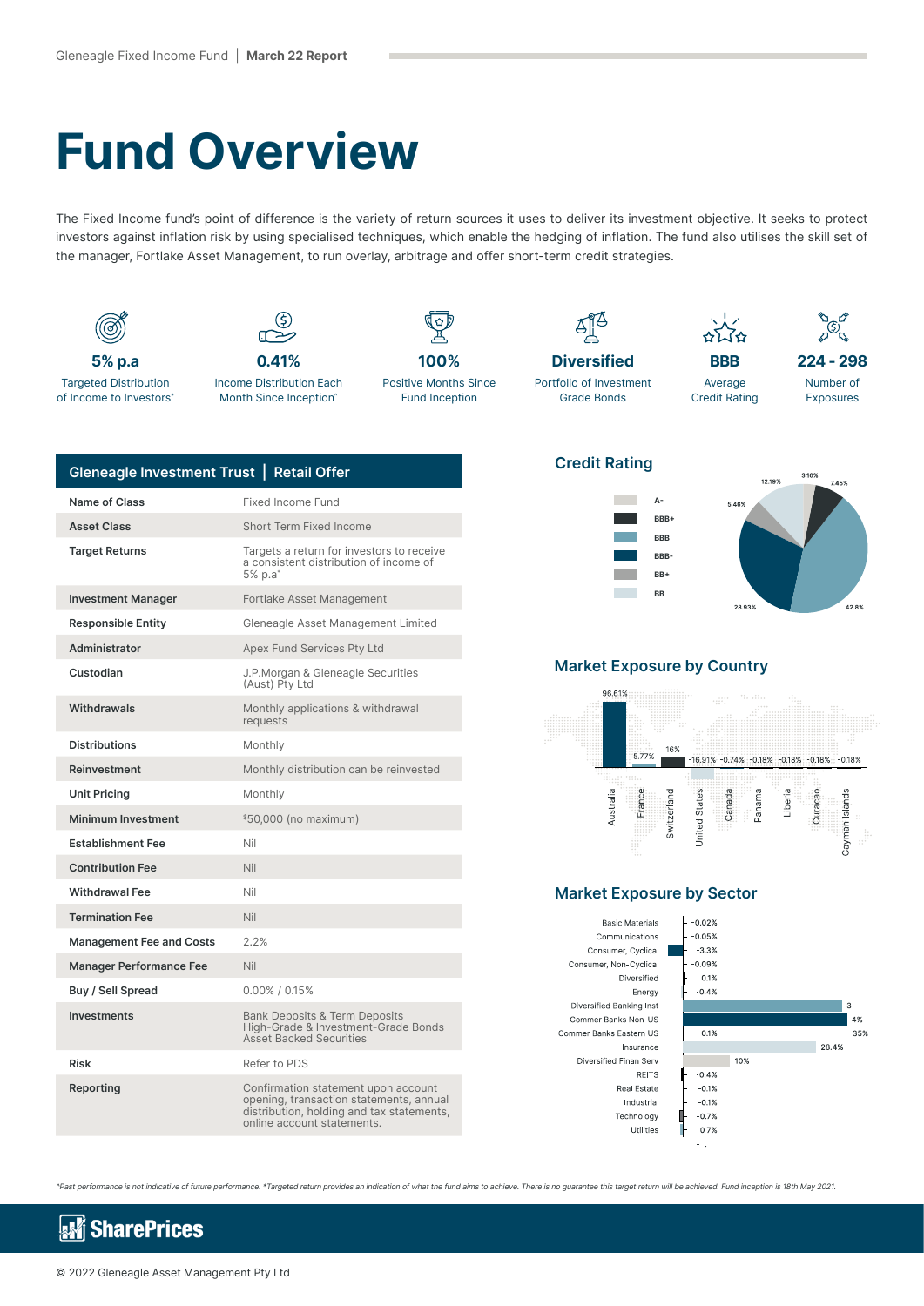# Fund Overview

The Fixed Income fund's point of difference is the variety of return sources it uses to deliver its investment objective. It seeks to protect investors against inflation risk by using specialised techniques, which enable the hedging of inflation. The fund also utilises the skill set of the manager, Fortlake Asset Management, to run overlay, arbitrage and offer short-term credit strategies.

**5% p.a**
Targeted Distribution of Income to Investors*

**0.41%**
Income Distribution Each Month Since Inception^

**100%**
Positive Months Since Fund Inception

**Diversified**
Portfolio of Investment Grade Bonds

**BBB**
Average Credit Rating

**224 - 298**
Number of Exposures

## Gleneagle Investment Trust | Retail Offer

| | |
|---|---|
| **Name of Class** | Fixed Income Fund |
| **Asset Class** | Short Term Fixed Income |
| **Target Returns** | Targets a return for investors to receive a consistent distribution of income of 5% p.a* |
| **Investment Manager** | Fortlake Asset Management |
| **Responsible Entity** | Gleneagle Asset Management Limited |
| **Administrator** | Apex Fund Services Pty Ltd |
| **Custodian** | J.P.Morgan & Gleneagle Securities (Aust) Pty Ltd |
| **Withdrawals** | Monthly applications & withdrawal requests |
| **Distributions** | Monthly |
| **Reinvestment** | Monthly distribution can be reinvested |
| **Unit Pricing** | Monthly |
| **Minimum Investment** | $50,000 (no maximum) |
| **Establishment Fee** | Nil |
| **Contribution Fee** | Nil |
| **Withdrawal Fee** | Nil |
| **Termination Fee** | Nil |
| **Management Fee and Costs** | 2.2% |
| **Manager Performance Fee** | Nil |
| **Buy / Sell Spread** | 0.00% / 0.15% |
| **Investments** | Bank Deposits & Term Deposits High-Grade & Investment-Grade Bonds Asset Backed Securities |
| **Risk** | Refer to PDS |
| **Reporting** | Confirmation statement upon account opening, transaction statements, annual distribution, holding and tax statements, online account statements. |

## Credit Rating

| Rating | % |
|---|---|
| A- | 3.16% |
| BBB+ | 7.45% |
| BBB | 42.8% |
| BBB- | 28.93% |
| BB+ | 5.46% |
| BB | 12.19% |

## Market Exposure by Country

| Country | Exposure |
|---|---|
| Australia | 96.61% |
| France | 5.77% |
| Switzerland | 16% |
| United States | -16.91% |
| Canada | -0.74% |
| Panama | -0.18% |
| Liberia | -0.18% |
| Curacao | -0.18% |
| Cayman Islands | -0.18% |

## Market Exposure by Sector

| Sector | Exposure |
|---|---|
| Basic Materials | -0.02% |
| Communications | -0.05% |
| Consumer, Cyclical | -3.3% |
| Consumer, Non-Cyclical | -0.09% |
| Diversified | 0.1% |
| Energy | -0.4% |
| Diversified Banking Inst | 3 |
| Commer Banks Non-US | 4% 35% |
| Commer Banks Eastern US | -0.1% |
| Insurance | 28.4% |
| Diversified Finan Serv | 10% |
| REITS | -0.4% |
| Real Estate | -0.1% |
| Industrial | -0.1% |
| Technology | -0.7% |
| Utilities | 0 7% |

*Past performance is not indicative of future performance. *Targeted return provides an indication of what the fund aims to achieve. There is no guarantee this target return will be achieved. Fund inception is 18th May 2021.

SharePrices

© 2022 Gleneagle Asset Management Pty Ltd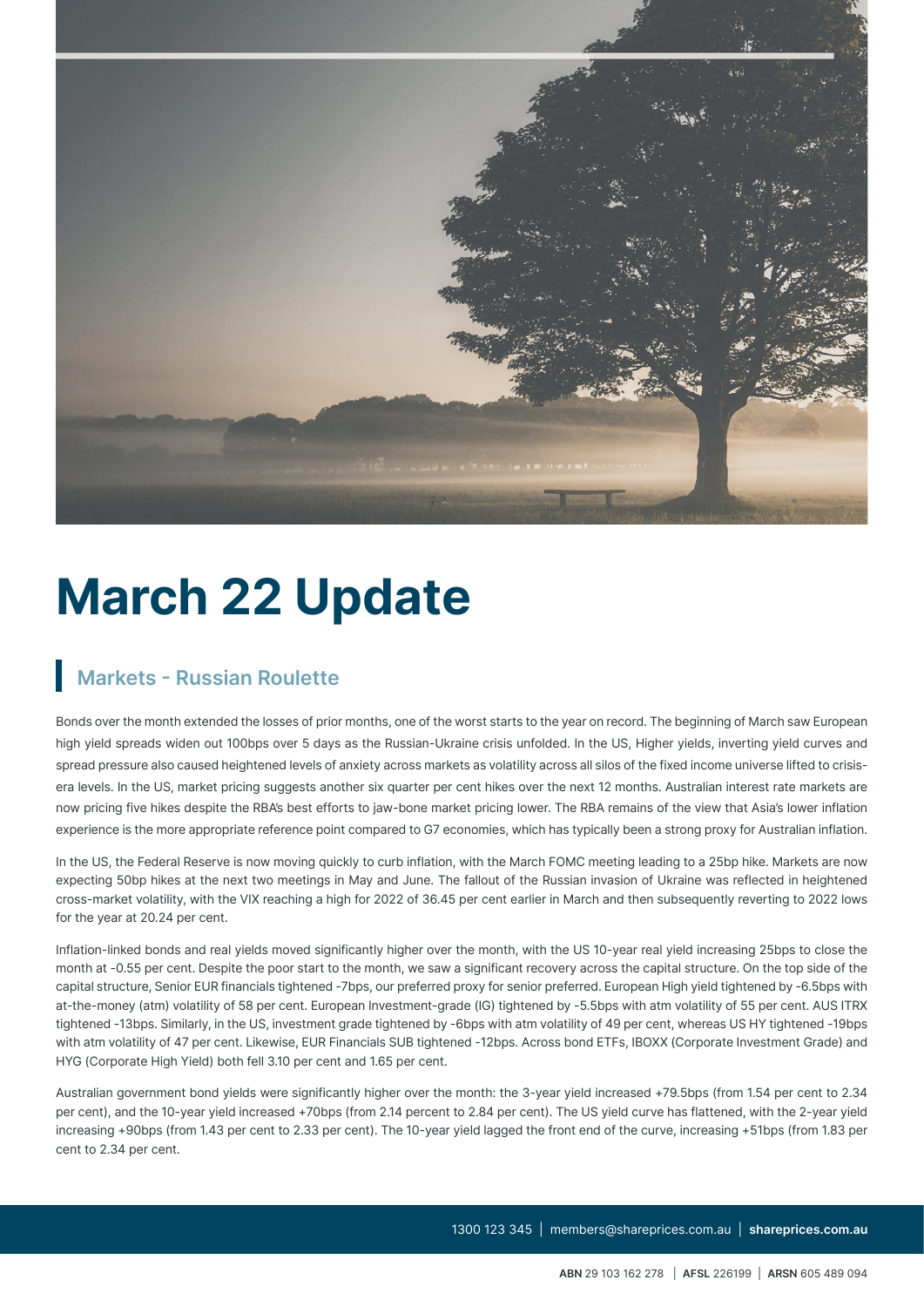# March 22 Update

## Markets - Russian Roulette

Bonds over the month extended the losses of prior months, one of the worst starts to the year on record. The beginning of March saw European high yield spreads widen out 100bps over 5 days as the Russian-Ukraine crisis unfolded. In the US, Higher yields, inverting yield curves and spread pressure also caused heightened levels of anxiety across markets as volatility across all silos of the fixed income universe lifted to crisis-era levels. In the US, market pricing suggests another six quarter per cent hikes over the next 12 months. Australian interest rate markets are now pricing five hikes despite the RBA's best efforts to jaw-bone market pricing lower. The RBA remains of the view that Asia's lower inflation experience is the more appropriate reference point compared to G7 economies, which has typically been a strong proxy for Australian inflation.

In the US, the Federal Reserve is now moving quickly to curb inflation, with the March FOMC meeting leading to a 25bp hike. Markets are now expecting 50bp hikes at the next two meetings in May and June. The fallout of the Russian invasion of Ukraine was reflected in heightened cross-market volatility, with the VIX reaching a high for 2022 of 36.45 per cent earlier in March and then subsequently reverting to 2022 lows for the year at 20.24 per cent.

Inflation-linked bonds and real yields moved significantly higher over the month, with the US 10-year real yield increasing 25bps to close the month at -0.55 per cent. Despite the poor start to the month, we saw a significant recovery across the capital structure. On the top side of the capital structure, Senior EUR financials tightened -7bps, our preferred proxy for senior preferred. European High yield tightened by -6.5bps with at-the-money (atm) volatility of 58 per cent. European Investment-grade (IG) tightened by -5.5bps with atm volatility of 55 per cent. AUS ITRX tightened -13bps. Similarly, in the US, investment grade tightened by -6bps with atm volatility of 49 per cent, whereas US HY tightened -19bps with atm volatility of 47 per cent. Likewise, EUR Financials SUB tightened -12bps. Across bond ETFs, IBOXX (Corporate Investment Grade) and HYG (Corporate High Yield) both fell 3.10 per cent and 1.65 per cent.

Australian government bond yields were significantly higher over the month: the 3-year yield increased +79.5bps (from 1.54 per cent to 2.34 per cent), and the 10-year yield increased +70bps (from 2.14 percent to 2.84 per cent). The US yield curve has flattened, with the 2-year yield increasing +90bps (from 1.43 per cent to 2.33 per cent). The 10-year yield lagged the front end of the curve, increasing +51bps (from 1.83 per cent to 2.34 per cent).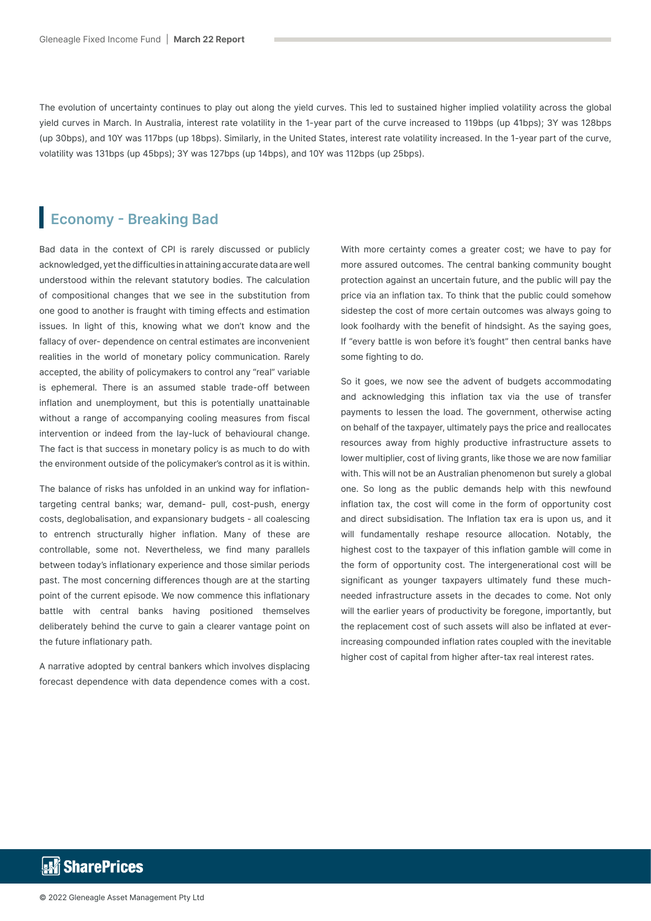The evolution of uncertainty continues to play out along the yield curves. This led to sustained higher implied volatility across the global yield curves in March. In Australia, interest rate volatility in the 1-year part of the curve increased to 119bps (up 41bps); 3Y was 128bps (up 30bps), and 10Y was 117bps (up 18bps). Similarly, in the United States, interest rate volatility increased. In the 1-year part of the curve, volatility was 131bps (up 45bps); 3Y was 127bps (up 14bps), and 10Y was 112bps (up 25bps).

## Economy - Breaking Bad

Bad data in the context of CPI is rarely discussed or publicly acknowledged, yet the difficulties in attaining accurate data are well understood within the relevant statutory bodies. The calculation of compositional changes that we see in the substitution from one good to another is fraught with timing effects and estimation issues. In light of this, knowing what we don't know and the fallacy of over- dependence on central estimates are inconvenient realities in the world of monetary policy communication. Rarely accepted, the ability of policymakers to control any "real" variable is ephemeral. There is an assumed stable trade-off between inflation and unemployment, but this is potentially unattainable without a range of accompanying cooling measures from fiscal intervention or indeed from the lay-luck of behavioural change. The fact is that success in monetary policy is as much to do with the environment outside of the policymaker's control as it is within.

The balance of risks has unfolded in an unkind way for inflation-targeting central banks; war, demand- pull, cost-push, energy costs, deglobalisation, and expansionary budgets - all coalescing to entrench structurally higher inflation. Many of these are controllable, some not. Nevertheless, we find many parallels between today's inflationary experience and those similar periods past. The most concerning differences though are at the starting point of the current episode. We now commence this inflationary battle with central banks having positioned themselves deliberately behind the curve to gain a clearer vantage point on the future inflationary path.

A narrative adopted by central bankers which involves displacing forecast dependence with data dependence comes with a cost. With more certainty comes a greater cost; we have to pay for more assured outcomes. The central banking community bought protection against an uncertain future, and the public will pay the price via an inflation tax. To think that the public could somehow sidestep the cost of more certain outcomes was always going to look foolhardy with the benefit of hindsight. As the saying goes, If "every battle is won before it's fought" then central banks have some fighting to do.

So it goes, we now see the advent of budgets accommodating and acknowledging this inflation tax via the use of transfer payments to lessen the load. The government, otherwise acting on behalf of the taxpayer, ultimately pays the price and reallocates resources away from highly productive infrastructure assets to lower multiplier, cost of living grants, like those we are now familiar with. This will not be an Australian phenomenon but surely a global one. So long as the public demands help with this newfound inflation tax, the cost will come in the form of opportunity cost and direct subsidisation. The Inflation tax era is upon us, and it will fundamentally reshape resource allocation. Notably, the highest cost to the taxpayer of this inflation gamble will come in the form of opportunity cost. The intergenerational cost will be significant as younger taxpayers ultimately fund these much-needed infrastructure assets in the decades to come. Not only will the earlier years of productivity be foregone, importantly, but the replacement cost of such assets will also be inflated at ever-increasing compounded inflation rates coupled with the inevitable higher cost of capital from higher after-tax real interest rates.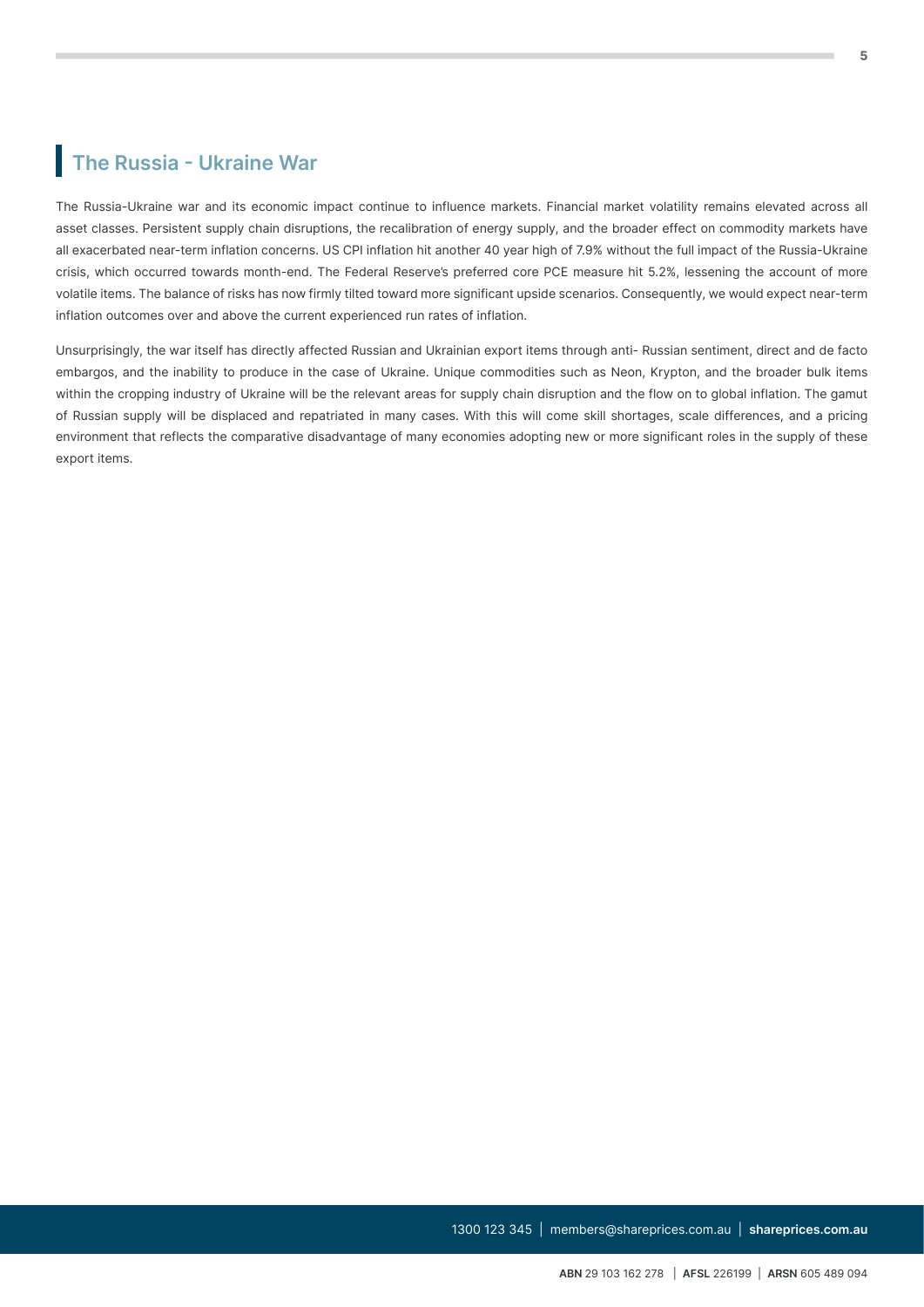## The Russia - Ukraine War

The Russia-Ukraine war and its economic impact continue to influence markets. Financial market volatility remains elevated across all asset classes. Persistent supply chain disruptions, the recalibration of energy supply, and the broader effect on commodity markets have all exacerbated near-term inflation concerns. US CPI inflation hit another 40 year high of 7.9% without the full impact of the Russia-Ukraine crisis, which occurred towards month-end. The Federal Reserve's preferred core PCE measure hit 5.2%, lessening the account of more volatile items. The balance of risks has now firmly tilted toward more significant upside scenarios. Consequently, we would expect near-term inflation outcomes over and above the current experienced run rates of inflation.

Unsurprisingly, the war itself has directly affected Russian and Ukrainian export items through anti- Russian sentiment, direct and de facto embargos, and the inability to produce in the case of Ukraine. Unique commodities such as Neon, Krypton, and the broader bulk items within the cropping industry of Ukraine will be the relevant areas for supply chain disruption and the flow on to global inflation. The gamut of Russian supply will be displaced and repatriated in many cases. With this will come skill shortages, scale differences, and a pricing environment that reflects the comparative disadvantage of many economies adopting new or more significant roles in the supply of these export items.